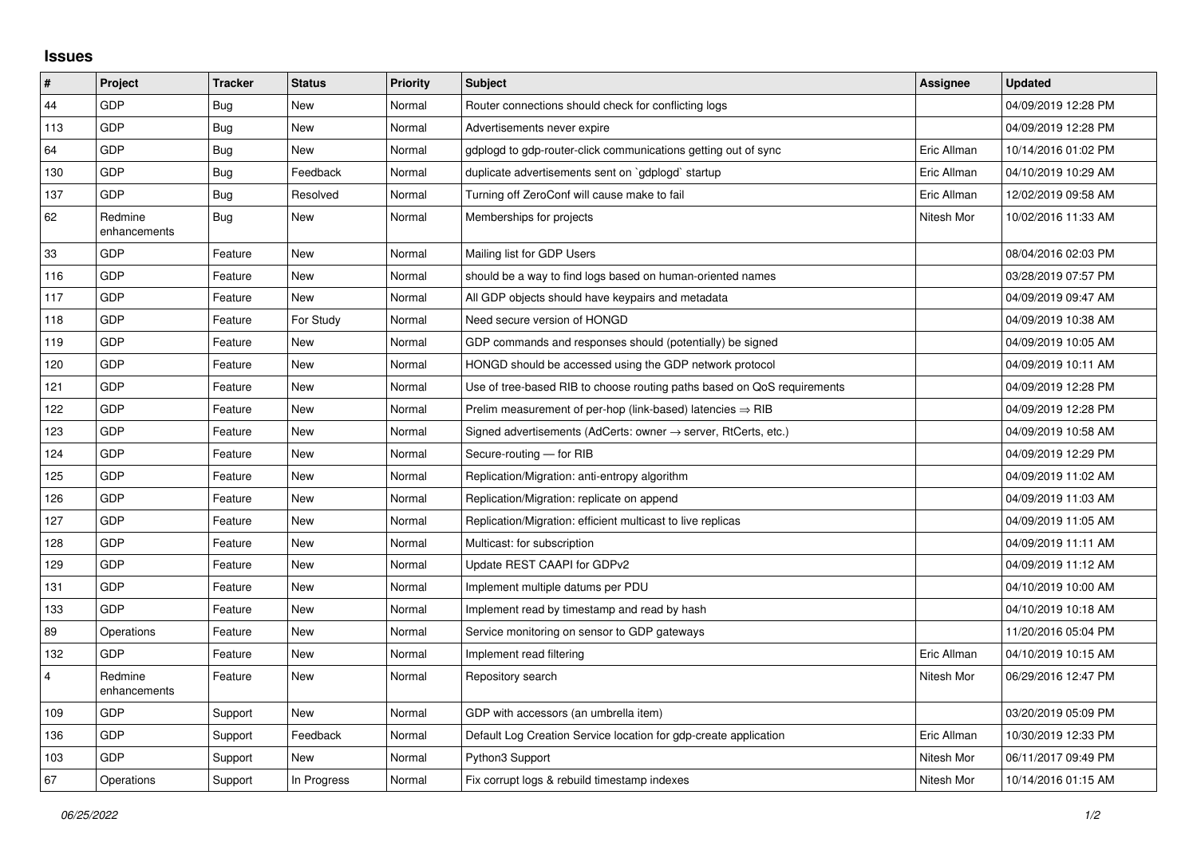## Issues

| # | Project | Tracker | Status | Priority | Subject | Assignee | Updated |
|---|---|---|---|---|---|---|---|
| 44 | GDP | Bug | New | Normal | Router connections should check for conflicting logs | | 04/09/2019 12:28 PM |
| 113 | GDP | Bug | New | Normal | Advertisements never expire | | 04/09/2019 12:28 PM |
| 64 | GDP | Bug | New | Normal | gdplogd to gdp-router-click communications getting out of sync | Eric Allman | 10/14/2016 01:02 PM |
| 130 | GDP | Bug | Feedback | Normal | duplicate advertisements sent on `gdplogd` startup | Eric Allman | 04/10/2019 10:29 AM |
| 137 | GDP | Bug | Resolved | Normal | Turning off ZeroConf will cause make to fail | Eric Allman | 12/02/2019 09:58 AM |
| 62 | Redmine enhancements | Bug | New | Normal | Memberships for projects | Nitesh Mor | 10/02/2016 11:33 AM |
| 33 | GDP | Feature | New | Normal | Mailing list for GDP Users | | 08/04/2016 02:03 PM |
| 116 | GDP | Feature | New | Normal | should be a way to find logs based on human-oriented names | | 03/28/2019 07:57 PM |
| 117 | GDP | Feature | New | Normal | All GDP objects should have keypairs and metadata | | 04/09/2019 09:47 AM |
| 118 | GDP | Feature | For Study | Normal | Need secure version of HONGD | | 04/09/2019 10:38 AM |
| 119 | GDP | Feature | New | Normal | GDP commands and responses should (potentially) be signed | | 04/09/2019 10:05 AM |
| 120 | GDP | Feature | New | Normal | HONGD should be accessed using the GDP network protocol | | 04/09/2019 10:11 AM |
| 121 | GDP | Feature | New | Normal | Use of tree-based RIB to choose routing paths based on QoS requirements | | 04/09/2019 12:28 PM |
| 122 | GDP | Feature | New | Normal | Prelim measurement of per-hop (link-based) latencies ⇒ RIB | | 04/09/2019 12:28 PM |
| 123 | GDP | Feature | New | Normal | Signed advertisements (AdCerts: owner → server, RtCerts, etc.) | | 04/09/2019 10:58 AM |
| 124 | GDP | Feature | New | Normal | Secure-routing — for RIB | | 04/09/2019 12:29 PM |
| 125 | GDP | Feature | New | Normal | Replication/Migration: anti-entropy algorithm | | 04/09/2019 11:02 AM |
| 126 | GDP | Feature | New | Normal | Replication/Migration: replicate on append | | 04/09/2019 11:03 AM |
| 127 | GDP | Feature | New | Normal | Replication/Migration: efficient multicast to live replicas | | 04/09/2019 11:05 AM |
| 128 | GDP | Feature | New | Normal | Multicast: for subscription | | 04/09/2019 11:11 AM |
| 129 | GDP | Feature | New | Normal | Update REST CAAPI for GDPv2 | | 04/09/2019 11:12 AM |
| 131 | GDP | Feature | New | Normal | Implement multiple datums per PDU | | 04/10/2019 10:00 AM |
| 133 | GDP | Feature | New | Normal | Implement read by timestamp and read by hash | | 04/10/2019 10:18 AM |
| 89 | Operations | Feature | New | Normal | Service monitoring on sensor to GDP gateways | | 11/20/2016 05:04 PM |
| 132 | GDP | Feature | New | Normal | Implement read filtering | Eric Allman | 04/10/2019 10:15 AM |
| 4 | Redmine enhancements | Feature | New | Normal | Repository search | Nitesh Mor | 06/29/2016 12:47 PM |
| 109 | GDP | Support | New | Normal | GDP with accessors (an umbrella item) | | 03/20/2019 05:09 PM |
| 136 | GDP | Support | Feedback | Normal | Default Log Creation Service location for gdp-create application | Eric Allman | 10/30/2019 12:33 PM |
| 103 | GDP | Support | New | Normal | Python3 Support | Nitesh Mor | 06/11/2017 09:49 PM |
| 67 | Operations | Support | In Progress | Normal | Fix corrupt logs & rebuild timestamp indexes | Nitesh Mor | 10/14/2016 01:15 AM |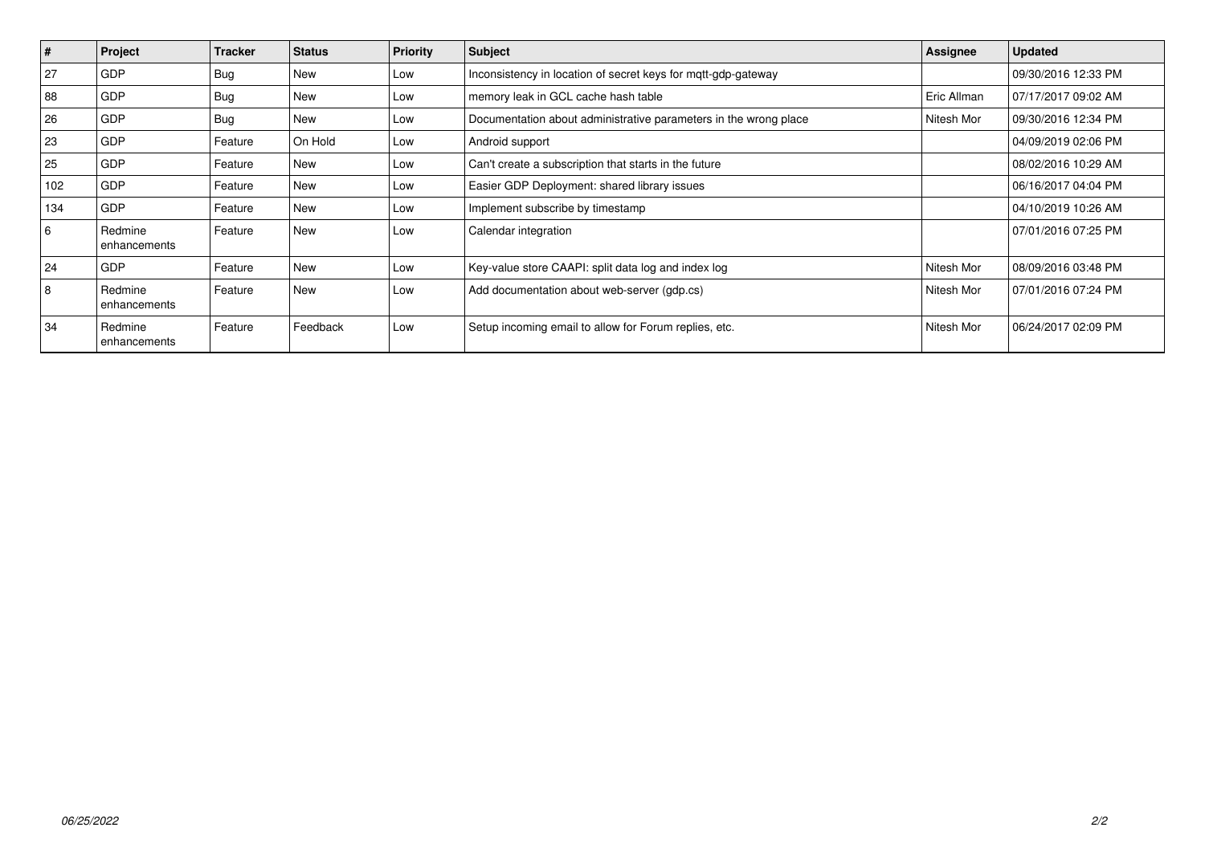| # | Project | Tracker | Status | Priority | Subject | Assignee | Updated |
|---|---|---|---|---|---|---|---|
| 27 | GDP | Bug | New | Low | Inconsistency in location of secret keys for mqtt-gdp-gateway | | 09/30/2016 12:33 PM |
| 88 | GDP | Bug | New | Low | memory leak in GCL cache hash table | Eric Allman | 07/17/2017 09:02 AM |
| 26 | GDP | Bug | New | Low | Documentation about administrative parameters in the wrong place | Nitesh Mor | 09/30/2016 12:34 PM |
| 23 | GDP | Feature | On Hold | Low | Android support | | 04/09/2019 02:06 PM |
| 25 | GDP | Feature | New | Low | Can't create a subscription that starts in the future | | 08/02/2016 10:29 AM |
| 102 | GDP | Feature | New | Low | Easier GDP Deployment: shared library issues | | 06/16/2017 04:04 PM |
| 134 | GDP | Feature | New | Low | Implement subscribe by timestamp | | 04/10/2019 10:26 AM |
| 6 | Redmine enhancements | Feature | New | Low | Calendar integration | | 07/01/2016 07:25 PM |
| 24 | GDP | Feature | New | Low | Key-value store CAAPI: split data log and index log | Nitesh Mor | 08/09/2016 03:48 PM |
| 8 | Redmine enhancements | Feature | New | Low | Add documentation about web-server (gdp.cs) | Nitesh Mor | 07/01/2016 07:24 PM |
| 34 | Redmine enhancements | Feature | Feedback | Low | Setup incoming email to allow for Forum replies, etc. | Nitesh Mor | 06/24/2017 02:09 PM |

*06/25/2022*